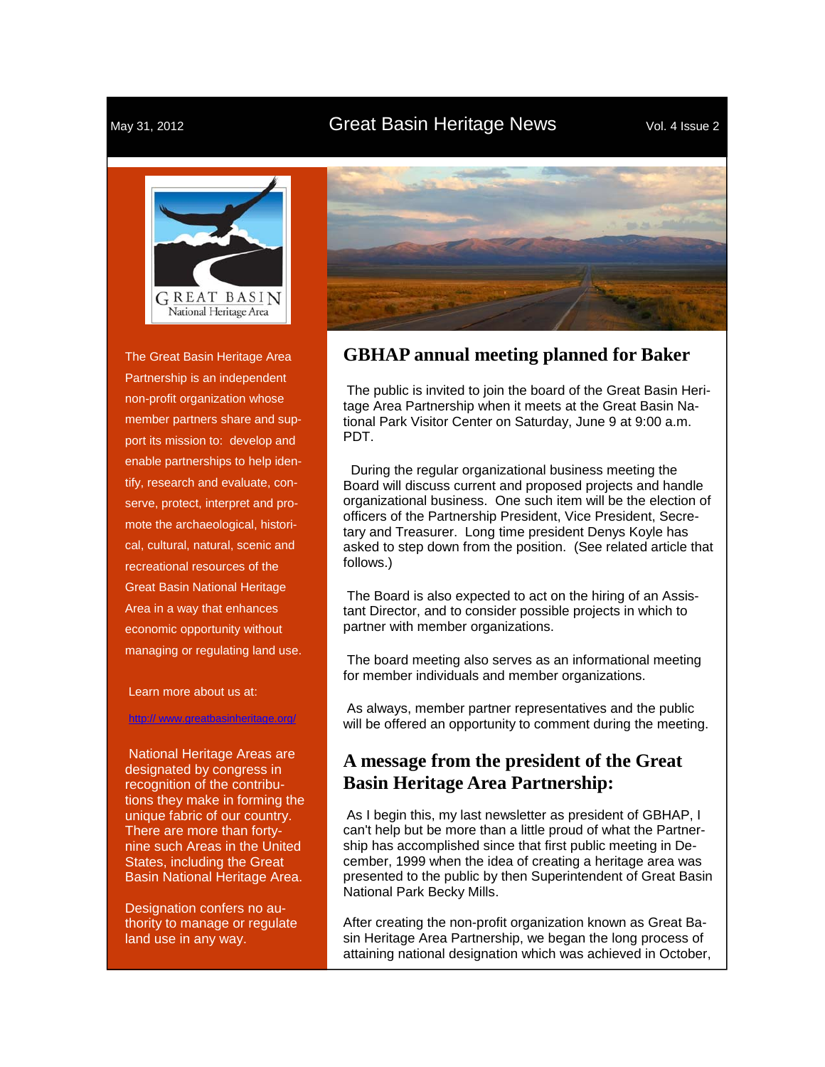May 31, 2012 — Great Basin Heritage News — Vol. 4 Issue 2

GREAT BASIN
National Heritage Area

The Great Basin Heritage Area Partnership is an independent non-profit organization whose member partners share and support its mission to: develop and enable partnerships to help identify, research and evaluate, conserve, protect, interpret and promote the archaeological, historical, cultural, natural, scenic and recreational resources of the Great Basin National Heritage Area in a way that enhances economic opportunity without managing or regulating land use.

Learn more about us at:

http:// www.greatbasinheritage.org/

National Heritage Areas are designated by congress in recognition of the contributions they make in forming the unique fabric of our country. There are more than forty-nine such Areas in the United States, including the Great Basin National Heritage Area.

Designation confers no authority to manage or regulate land use in any way.

## GBHAP annual meeting planned for Baker

The public is invited to join the board of the Great Basin Heritage Area Partnership when it meets at the Great Basin National Park Visitor Center on Saturday, June 9 at 9:00 a.m. PDT.

During the regular organizational business meeting the Board will discuss current and proposed projects and handle organizational business. One such item will be the election of officers of the Partnership President, Vice President, Secretary and Treasurer. Long time president Denys Koyle has asked to step down from the position. (See related article that follows.)

The Board is also expected to act on the hiring of an Assistant Director, and to consider possible projects in which to partner with member organizations.

The board meeting also serves as an informational meeting for member individuals and member organizations.

As always, member partner representatives and the public will be offered an opportunity to comment during the meeting.

## A message from the president of the Great Basin Heritage Area Partnership:

As I begin this, my last newsletter as president of GBHAP, I can't help but be more than a little proud of what the Partnership has accomplished since that first public meeting in December, 1999 when the idea of creating a heritage area was presented to the public by then Superintendent of Great Basin National Park Becky Mills.

After creating the non-profit organization known as Great Basin Heritage Area Partnership, we began the long process of attaining national designation which was achieved in October,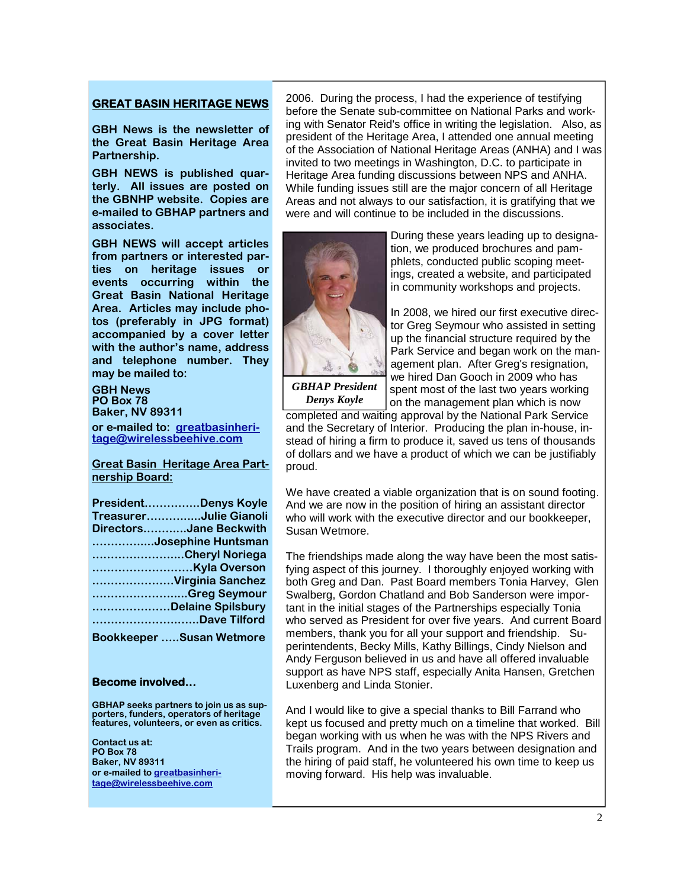## GREAT BASIN HERITAGE NEWS

**GBH News is the newsletter of the Great Basin Heritage Area Partnership.**

**GBH NEWS is published quarterly. All issues are posted on the GBNHP website. Copies are e-mailed to GBHAP partners and associates.**

**GBH NEWS will accept articles from partners or interested parties on heritage issues or events occurring within the Great Basin National Heritage Area. Articles may include photos (preferably in JPG format) accompanied by a cover letter with the author's name, address and telephone number. They may be mailed to:**

**GBH News**
**PO Box 78**
**Baker, NV 89311**

**or e-mailed to: greatbasinheritage@wirelessbeehive.com**

### Great Basin Heritage Area Partnership Board:

**President...............Denys Koyle**
**Treasurer...............Julie Gianoli**
**Directors............Jane Beckwith**
**.................Josephine Huntsman**
**.........................Cheryl Noriega**
**...........................Kyla Overson**
**......................Virginia Sanchez**
**..........................Greg Seymour**
**.....................Delaine Spilsbury**
**.............................Dave Tilford**

**Bookkeeper .....Susan Wetmore**

### Become involved...

**GBHAP seeks partners to join us as supporters, funders, operators of heritage features, volunteers, or even as critics.**

**Contact us at:**
**PO Box 78**
**Baker, NV 89311**
**or e-mailed to greatbasinheritage@wirelessbeehive.com**

2006. During the process, I had the experience of testifying before the Senate sub-committee on National Parks and working with Senator Reid's office in writing the legislation. Also, as president of the Heritage Area, I attended one annual meeting of the Association of National Heritage Areas (ANHA) and I was invited to two meetings in Washington, D.C. to participate in Heritage Area funding discussions between NPS and ANHA. While funding issues still are the major concern of all Heritage Areas and not always to our satisfaction, it is gratifying that we were and will continue to be included in the discussions.

*GBHAP President Denys Koyle*

During these years leading up to designation, we produced brochures and pamphlets, conducted public scoping meetings, created a website, and participated in community workshops and projects.

In 2008, we hired our first executive director Greg Seymour who assisted in setting up the financial structure required by the Park Service and began work on the management plan. After Greg's resignation, we hired Dan Gooch in 2009 who has spent most of the last two years working on the management plan which is now completed and waiting approval by the National Park Service and the Secretary of Interior. Producing the plan in-house, instead of hiring a firm to produce it, saved us tens of thousands of dollars and we have a product of which we can be justifiably proud.

We have created a viable organization that is on sound footing. And we are now in the position of hiring an assistant director who will work with the executive director and our bookkeeper, Susan Wetmore.

The friendships made along the way have been the most satisfying aspect of this journey. I thoroughly enjoyed working with both Greg and Dan. Past Board members Tonia Harvey, Glen Swalberg, Gordon Chatland and Bob Sanderson were important in the initial stages of the Partnerships especially Tonia who served as President for over five years. And current Board members, thank you for all your support and friendship. Superintendents, Becky Mills, Kathy Billings, Cindy Nielson and Andy Ferguson believed in us and have all offered invaluable support as have NPS staff, especially Anita Hansen, Gretchen Luxenberg and Linda Stonier.

And I would like to give a special thanks to Bill Farrand who kept us focused and pretty much on a timeline that worked. Bill began working with us when he was with the NPS Rivers and Trails program. And in the two years between designation and the hiring of paid staff, he volunteered his own time to keep us moving forward. His help was invaluable.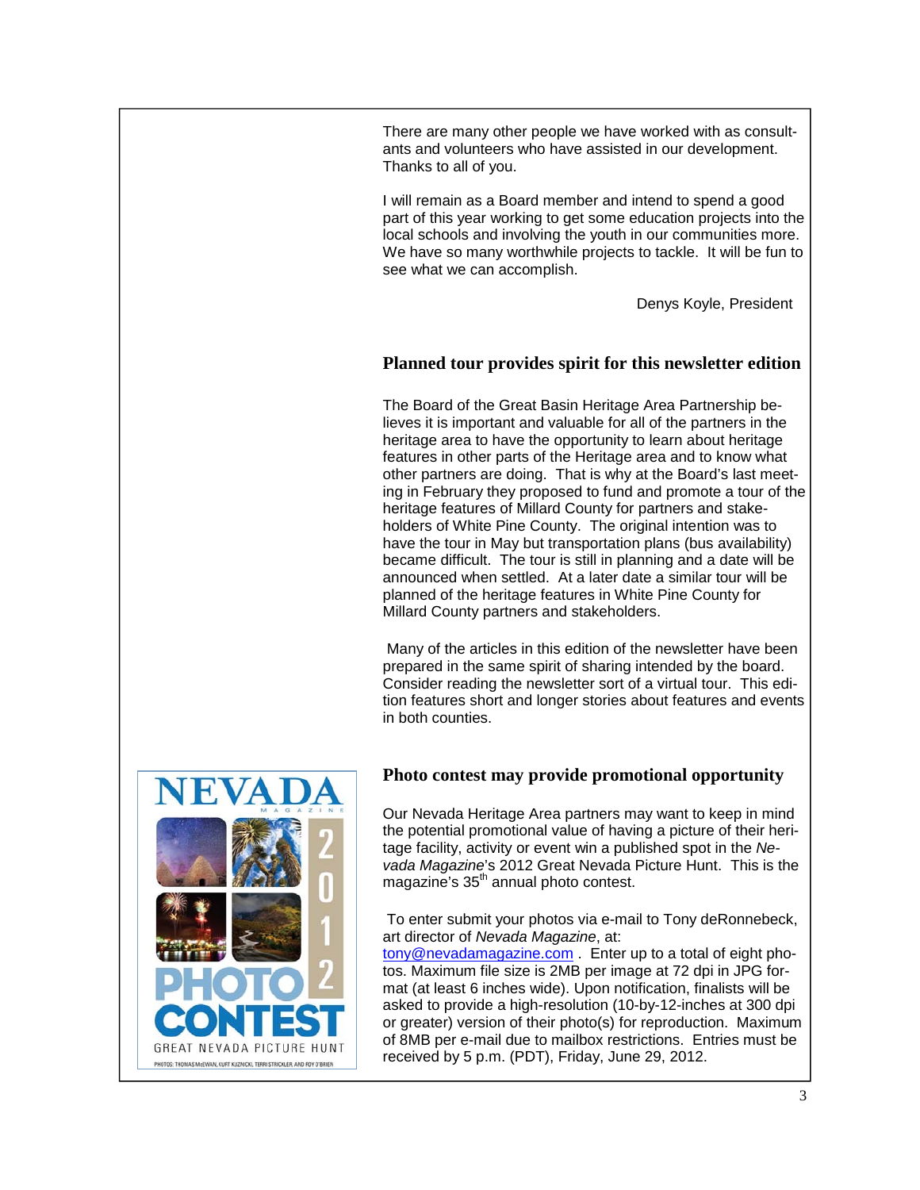There are many other people we have worked with as consultants and volunteers who have assisted in our development. Thanks to all of you.

I will remain as a Board member and intend to spend a good part of this year working to get some education projects into the local schools and involving the youth in our communities more. We have so many worthwhile projects to tackle. It will be fun to see what we can accomplish.

Denys Koyle, President

## Planned tour provides spirit for this newsletter edition

The Board of the Great Basin Heritage Area Partnership believes it is important and valuable for all of the partners in the heritage area to have the opportunity to learn about heritage features in other parts of the Heritage area and to know what other partners are doing. That is why at the Board's last meeting in February they proposed to fund and promote a tour of the heritage features of Millard County for partners and stakeholders of White Pine County. The original intention was to have the tour in May but transportation plans (bus availability) became difficult. The tour is still in planning and a date will be announced when settled. At a later date a similar tour will be planned of the heritage features in White Pine County for Millard County partners and stakeholders.

Many of the articles in this edition of the newsletter have been prepared in the same spirit of sharing intended by the board. Consider reading the newsletter sort of a virtual tour. This edition features short and longer stories about features and events in both counties.

## Photo contest may provide promotional opportunity

Our Nevada Heritage Area partners may want to keep in mind the potential promotional value of having a picture of their heritage facility, activity or event win a published spot in the *Nevada Magazine*'s 2012 Great Nevada Picture Hunt. This is the magazine's 35th annual photo contest.

To enter submit your photos via e-mail to Tony deRonnebeck, art director of *Nevada Magazine*, at: tony@nevadamagazine.com . Enter up to a total of eight photos. Maximum file size is 2MB per image at 72 dpi in JPG format (at least 6 inches wide). Upon notification, finalists will be asked to provide a high-resolution (10-by-12-inches at 300 dpi or greater) version of their photo(s) for reproduction. Maximum of 8MB per e-mail due to mailbox restrictions. Entries must be received by 5 p.m. (PDT), Friday, June 29, 2012.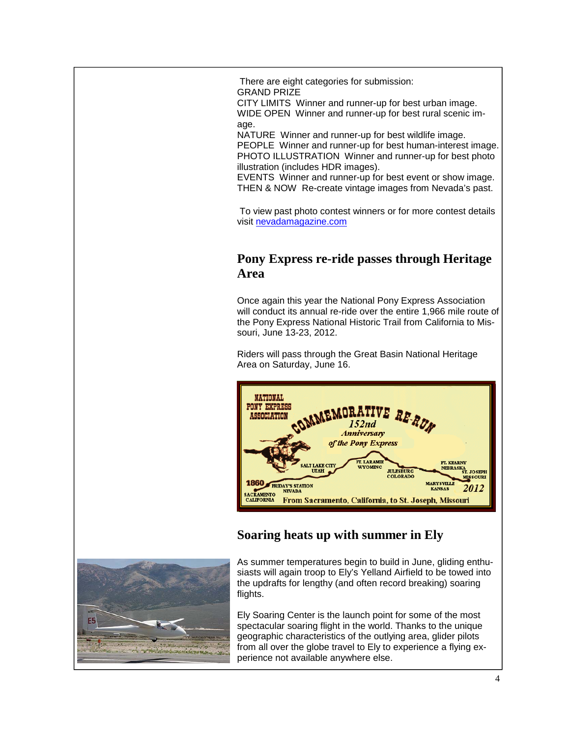There are eight categories for submission:

GRAND PRIZE

CITY LIMITS  Winner and runner-up for best urban image.

WIDE OPEN  Winner and runner-up for best rural scenic image.

NATURE  Winner and runner-up for best wildlife image.

PEOPLE  Winner and runner-up for best human-interest image.

PHOTO ILLUSTRATION  Winner and runner-up for best photo illustration (includes HDR images).

EVENTS  Winner and runner-up for best event or show image.

THEN & NOW  Re-create vintage images from Nevada's past.

To view past photo contest winners or for more contest details visit [nevadamagazine.com](nevadamagazine.com)

## Pony Express re-ride passes through Heritage Area

Once again this year the National Pony Express Association will conduct its annual re-ride over the entire 1,966 mile route of the Pony Express National Historic Trail from California to Missouri, June 13-23, 2012.

Riders will pass through the Great Basin National Heritage Area on Saturday, June 16.

## Soaring heats up with summer in Ely

As summer temperatures begin to build in June, gliding enthusiasts will again troop to Ely's Yelland Airfield to be towed into the updrafts for lengthy (and often record breaking) soaring flights.

Ely Soaring Center is the launch point for some of the most spectacular soaring flight in the world. Thanks to the unique geographic characteristics of the outlying area, glider pilots from all over the globe travel to Ely to experience a flying experience not available anywhere else.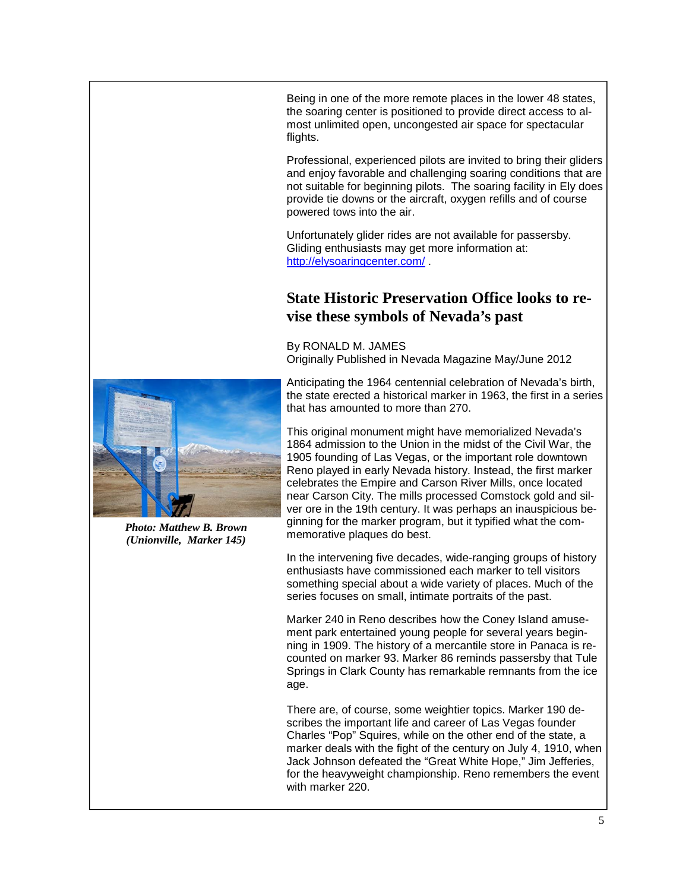Being in one of the more remote places in the lower 48 states, the soaring center is positioned to provide direct access to almost unlimited open, uncongested air space for spectacular flights.

Professional, experienced pilots are invited to bring their gliders and enjoy favorable and challenging soaring conditions that are not suitable for beginning pilots. The soaring facility in Ely does provide tie downs or the aircraft, oxygen refills and of course powered tows into the air.

Unfortunately glider rides are not available for passersby. Gliding enthusiasts may get more information at: http://elysoaringcenter.com/ .

## State Historic Preservation Office looks to revise these symbols of Nevada's past

By RONALD M. JAMES
Originally Published in Nevada Magazine May/June 2012

*Photo: Matthew B. Brown (Unionville, Marker 145)*

Anticipating the 1964 centennial celebration of Nevada's birth, the state erected a historical marker in 1963, the first in a series that has amounted to more than 270.

This original monument might have memorialized Nevada's 1864 admission to the Union in the midst of the Civil War, the 1905 founding of Las Vegas, or the important role downtown Reno played in early Nevada history. Instead, the first marker celebrates the Empire and Carson River Mills, once located near Carson City. The mills processed Comstock gold and silver ore in the 19th century. It was perhaps an inauspicious beginning for the marker program, but it typified what the commemorative plaques do best.

In the intervening five decades, wide-ranging groups of history enthusiasts have commissioned each marker to tell visitors something special about a wide variety of places. Much of the series focuses on small, intimate portraits of the past.

Marker 240 in Reno describes how the Coney Island amusement park entertained young people for several years beginning in 1909. The history of a mercantile store in Panaca is recounted on marker 93. Marker 86 reminds passersby that Tule Springs in Clark County has remarkable remnants from the ice age.

There are, of course, some weightier topics. Marker 190 describes the important life and career of Las Vegas founder Charles "Pop" Squires, while on the other end of the state, a marker deals with the fight of the century on July 4, 1910, when Jack Johnson defeated the "Great White Hope," Jim Jefferies, for the heavyweight championship. Reno remembers the event with marker 220.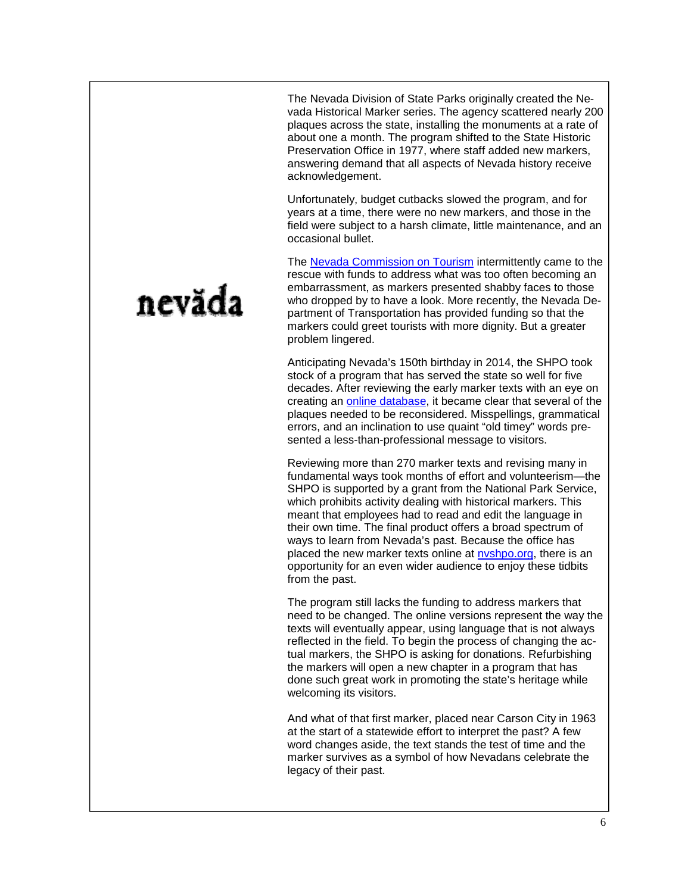nevăda

The Nevada Division of State Parks originally created the Nevada Historical Marker series. The agency scattered nearly 200 plaques across the state, installing the monuments at a rate of about one a month. The program shifted to the State Historic Preservation Office in 1977, where staff added new markers, answering demand that all aspects of Nevada history receive acknowledgement.

Unfortunately, budget cutbacks slowed the program, and for years at a time, there were no new markers, and those in the field were subject to a harsh climate, little maintenance, and an occasional bullet.

The Nevada Commission on Tourism intermittently came to the rescue with funds to address what was too often becoming an embarrassment, as markers presented shabby faces to those who dropped by to have a look. More recently, the Nevada Department of Transportation has provided funding so that the markers could greet tourists with more dignity. But a greater problem lingered.

Anticipating Nevada's 150th birthday in 2014, the SHPO took stock of a program that has served the state so well for five decades. After reviewing the early marker texts with an eye on creating an online database, it became clear that several of the plaques needed to be reconsidered. Misspellings, grammatical errors, and an inclination to use quaint "old timey" words presented a less-than-professional message to visitors.

Reviewing more than 270 marker texts and revising many in fundamental ways took months of effort and volunteerism—the SHPO is supported by a grant from the National Park Service, which prohibits activity dealing with historical markers. This meant that employees had to read and edit the language in their own time. The final product offers a broad spectrum of ways to learn from Nevada's past. Because the office has placed the new marker texts online at nvshpo.org, there is an opportunity for an even wider audience to enjoy these tidbits from the past.

The program still lacks the funding to address markers that need to be changed. The online versions represent the way the texts will eventually appear, using language that is not always reflected in the field. To begin the process of changing the actual markers, the SHPO is asking for donations. Refurbishing the markers will open a new chapter in a program that has done such great work in promoting the state's heritage while welcoming its visitors.

And what of that first marker, placed near Carson City in 1963 at the start of a statewide effort to interpret the past? A few word changes aside, the text stands the test of time and the marker survives as a symbol of how Nevadans celebrate the legacy of their past.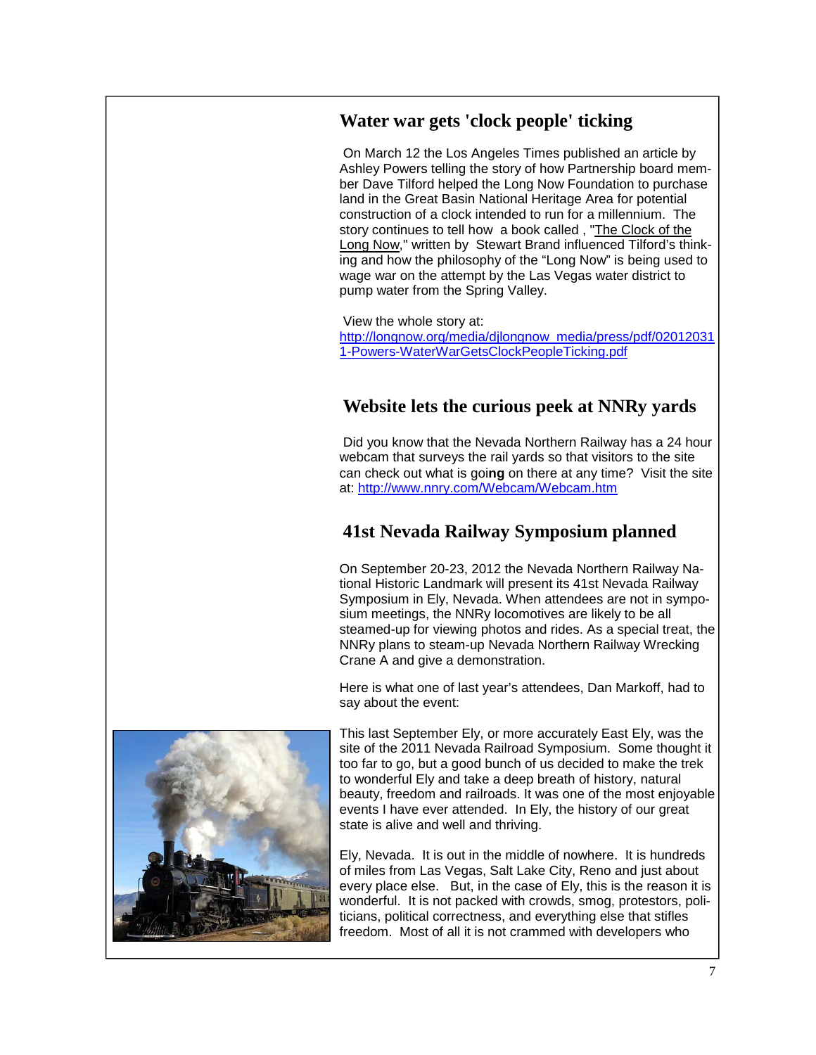## Water war gets 'clock people' ticking

On March 12 the Los Angeles Times published an article by Ashley Powers telling the story of how Partnership board member Dave Tilford helped the Long Now Foundation to purchase land in the Great Basin National Heritage Area for potential construction of a clock intended to run for a millennium. The story continues to tell how a book called , "The Clock of the Long Now," written by Stewart Brand influenced Tilford's thinking and how the philosophy of the "Long Now" is being used to wage war on the attempt by the Las Vegas water district to pump water from the Spring Valley.

View the whole story at: http://longnow.org/media/djlongnow_media/press/pdf/020120311-Powers-WaterWarGetsClockPeopleTicking.pdf

## Website lets the curious peek at NNRy yards

Did you know that the Nevada Northern Railway has a 24 hour webcam that surveys the rail yards so that visitors to the site can check out what is going on there at any time? Visit the site at: http://www.nnry.com/Webcam/Webcam.htm

## 41st Nevada Railway Symposium planned

On September 20-23, 2012 the Nevada Northern Railway National Historic Landmark will present its 41st Nevada Railway Symposium in Ely, Nevada. When attendees are not in symposium meetings, the NNRy locomotives are likely to be all steamed-up for viewing photos and rides. As a special treat, the NNRy plans to steam-up Nevada Northern Railway Wrecking Crane A and give a demonstration.

Here is what one of last year's attendees, Dan Markoff, had to say about the event:

This last September Ely, or more accurately East Ely, was the site of the 2011 Nevada Railroad Symposium. Some thought it too far to go, but a good bunch of us decided to make the trek to wonderful Ely and take a deep breath of history, natural beauty, freedom and railroads. It was one of the most enjoyable events I have ever attended. In Ely, the history of our great state is alive and well and thriving.

Ely, Nevada. It is out in the middle of nowhere. It is hundreds of miles from Las Vegas, Salt Lake City, Reno and just about every place else. But, in the case of Ely, this is the reason it is wonderful. It is not packed with crowds, smog, protestors, politicians, political correctness, and everything else that stifles freedom. Most of all it is not crammed with developers who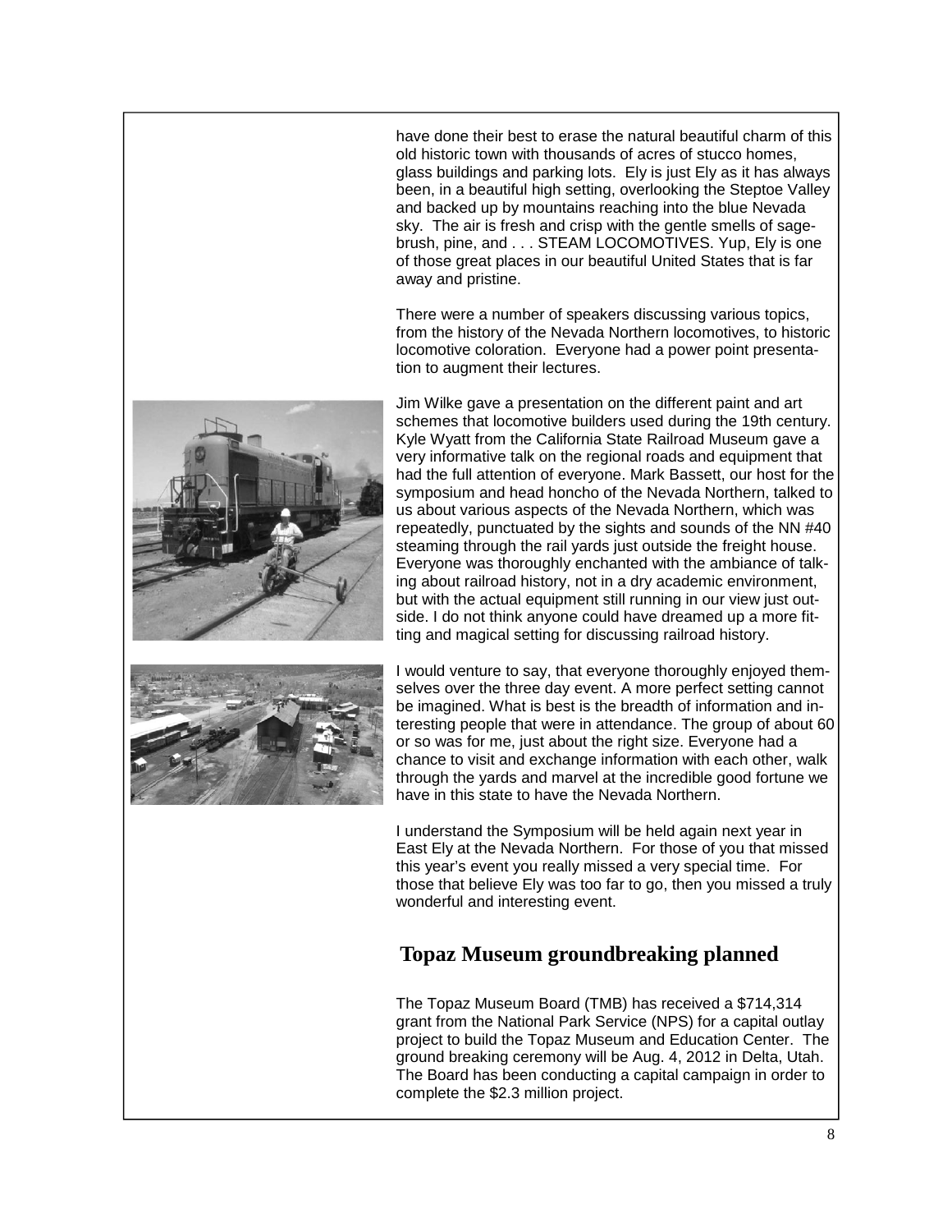have done their best to erase the natural beautiful charm of this old historic town with thousands of acres of stucco homes, glass buildings and parking lots. Ely is just Ely as it has always been, in a beautiful high setting, overlooking the Steptoe Valley and backed up by mountains reaching into the blue Nevada sky. The air is fresh and crisp with the gentle smells of sagebrush, pine, and . . . STEAM LOCOMOTIVES. Yup, Ely is one of those great places in our beautiful United States that is far away and pristine.

There were a number of speakers discussing various topics, from the history of the Nevada Northern locomotives, to historic locomotive coloration. Everyone had a power point presentation to augment their lectures.

Jim Wilke gave a presentation on the different paint and art schemes that locomotive builders used during the 19th century. Kyle Wyatt from the California State Railroad Museum gave a very informative talk on the regional roads and equipment that had the full attention of everyone. Mark Bassett, our host for the symposium and head honcho of the Nevada Northern, talked to us about various aspects of the Nevada Northern, which was repeatedly, punctuated by the sights and sounds of the NN #40 steaming through the rail yards just outside the freight house. Everyone was thoroughly enchanted with the ambiance of talking about railroad history, not in a dry academic environment, but with the actual equipment still running in our view just outside. I do not think anyone could have dreamed up a more fitting and magical setting for discussing railroad history.

I would venture to say, that everyone thoroughly enjoyed themselves over the three day event. A more perfect setting cannot be imagined. What is best is the breadth of information and interesting people that were in attendance. The group of about 60 or so was for me, just about the right size. Everyone had a chance to visit and exchange information with each other, walk through the yards and marvel at the incredible good fortune we have in this state to have the Nevada Northern.

I understand the Symposium will be held again next year in East Ely at the Nevada Northern. For those of you that missed this year's event you really missed a very special time. For those that believe Ely was too far to go, then you missed a truly wonderful and interesting event.

## Topaz Museum groundbreaking planned

The Topaz Museum Board (TMB) has received a $714,314 grant from the National Park Service (NPS) for a capital outlay project to build the Topaz Museum and Education Center. The ground breaking ceremony will be Aug. 4, 2012 in Delta, Utah. The Board has been conducting a capital campaign in order to complete the $2.3 million project.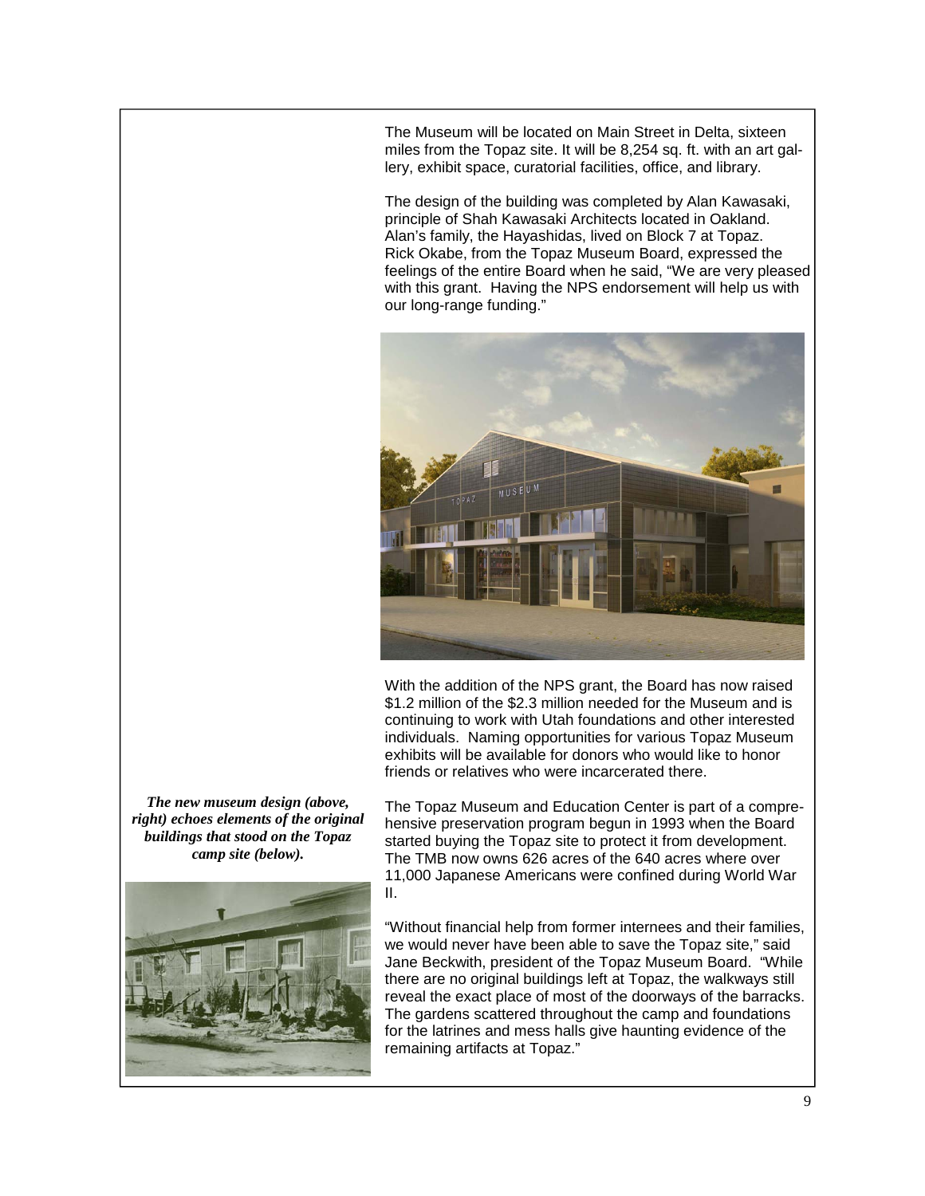The Museum will be located on Main Street in Delta, sixteen miles from the Topaz site. It will be 8,254 sq. ft. with an art gallery, exhibit space, curatorial facilities, office, and library.

The design of the building was completed by Alan Kawasaki, principle of Shah Kawasaki Architects located in Oakland. Alan's family, the Hayashidas, lived on Block 7 at Topaz. Rick Okabe, from the Topaz Museum Board, expressed the feelings of the entire Board when he said, "We are very pleased with this grant. Having the NPS endorsement will help us with our long-range funding."

With the addition of the NPS grant, the Board has now raised $1.2 million of the $2.3 million needed for the Museum and is continuing to work with Utah foundations and other interested individuals. Naming opportunities for various Topaz Museum exhibits will be available for donors who would like to honor friends or relatives who were incarcerated there.

***The new museum design (above, right) echoes elements of the original buildings that stood on the Topaz camp site (below).***

The Topaz Museum and Education Center is part of a comprehensive preservation program begun in 1993 when the Board started buying the Topaz site to protect it from development. The TMB now owns 626 acres of the 640 acres where over 11,000 Japanese Americans were confined during World War II.

"Without financial help from former internees and their families, we would never have been able to save the Topaz site," said Jane Beckwith, president of the Topaz Museum Board. "While there are no original buildings left at Topaz, the walkways still reveal the exact place of most of the doorways of the barracks. The gardens scattered throughout the camp and foundations for the latrines and mess halls give haunting evidence of the remaining artifacts at Topaz."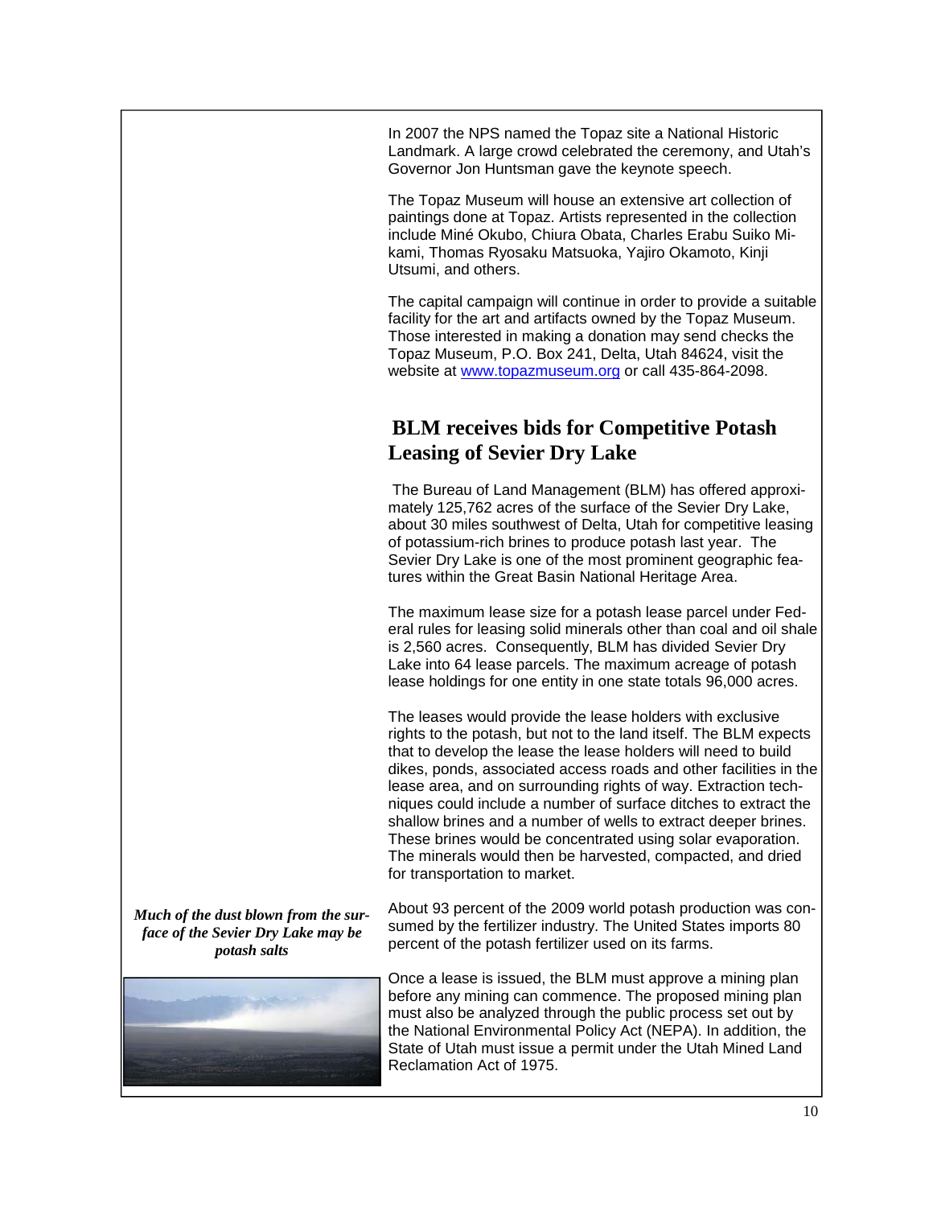In 2007 the NPS named the Topaz site a National Historic Landmark. A large crowd celebrated the ceremony, and Utah's Governor Jon Huntsman gave the keynote speech.

The Topaz Museum will house an extensive art collection of paintings done at Topaz. Artists represented in the collection include Miné Okubo, Chiura Obata, Charles Erabu Suiko Mikami, Thomas Ryosaku Matsuoka, Yajiro Okamoto, Kinji Utsumi, and others.

The capital campaign will continue in order to provide a suitable facility for the art and artifacts owned by the Topaz Museum. Those interested in making a donation may send checks the Topaz Museum, P.O. Box 241, Delta, Utah 84624, visit the website at www.topazmuseum.org or call 435-864-2098.

## BLM receives bids for Competitive Potash Leasing of Sevier Dry Lake

The Bureau of Land Management (BLM) has offered approximately 125,762 acres of the surface of the Sevier Dry Lake, about 30 miles southwest of Delta, Utah for competitive leasing of potassium-rich brines to produce potash last year. The Sevier Dry Lake is one of the most prominent geographic features within the Great Basin National Heritage Area.

The maximum lease size for a potash lease parcel under Federal rules for leasing solid minerals other than coal and oil shale is 2,560 acres. Consequently, BLM has divided Sevier Dry Lake into 64 lease parcels. The maximum acreage of potash lease holdings for one entity in one state totals 96,000 acres.

The leases would provide the lease holders with exclusive rights to the potash, but not to the land itself. The BLM expects that to develop the lease the lease holders will need to build dikes, ponds, associated access roads and other facilities in the lease area, and on surrounding rights of way. Extraction techniques could include a number of surface ditches to extract the shallow brines and a number of wells to extract deeper brines. These brines would be concentrated using solar evaporation. The minerals would then be harvested, compacted, and dried for transportation to market.

About 93 percent of the 2009 world potash production was consumed by the fertilizer industry. The United States imports 80 percent of the potash fertilizer used on its farms.

Once a lease is issued, the BLM must approve a mining plan before any mining can commence. The proposed mining plan must also be analyzed through the public process set out by the National Environmental Policy Act (NEPA). In addition, the State of Utah must issue a permit under the Utah Mined Land Reclamation Act of 1975.

***Much of the dust blown from the surface of the Sevier Dry Lake may be potash salts***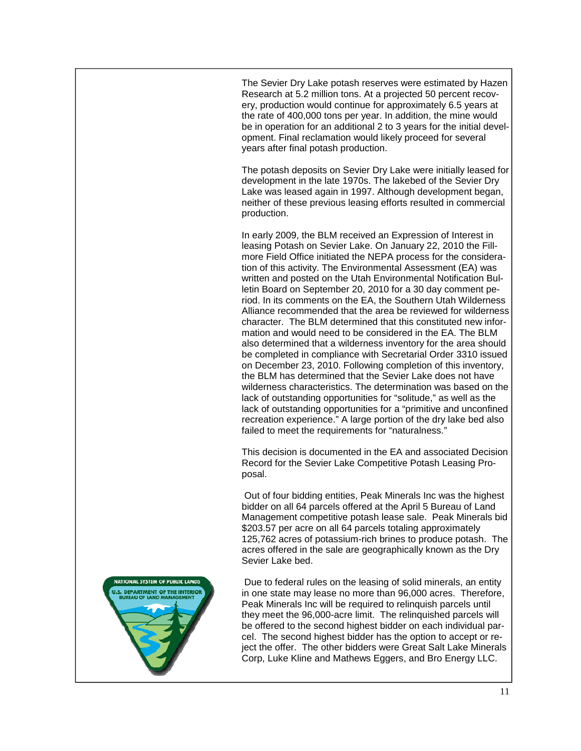The Sevier Dry Lake potash reserves were estimated by Hazen Research at 5.2 million tons. At a projected 50 percent recovery, production would continue for approximately 6.5 years at the rate of 400,000 tons per year. In addition, the mine would be in operation for an additional 2 to 3 years for the initial development. Final reclamation would likely proceed for several years after final potash production.

The potash deposits on Sevier Dry Lake were initially leased for development in the late 1970s. The lakebed of the Sevier Dry Lake was leased again in 1997. Although development began, neither of these previous leasing efforts resulted in commercial production.

In early 2009, the BLM received an Expression of Interest in leasing Potash on Sevier Lake. On January 22, 2010 the Fillmore Field Office initiated the NEPA process for the consideration of this activity. The Environmental Assessment (EA) was written and posted on the Utah Environmental Notification Bulletin Board on September 20, 2010 for a 30 day comment period. In its comments on the EA, the Southern Utah Wilderness Alliance recommended that the area be reviewed for wilderness character. The BLM determined that this constituted new information and would need to be considered in the EA. The BLM also determined that a wilderness inventory for the area should be completed in compliance with Secretarial Order 3310 issued on December 23, 2010. Following completion of this inventory, the BLM has determined that the Sevier Lake does not have wilderness characteristics. The determination was based on the lack of outstanding opportunities for "solitude," as well as the lack of outstanding opportunities for a "primitive and unconfined recreation experience." A large portion of the dry lake bed also failed to meet the requirements for "naturalness."

This decision is documented in the EA and associated Decision Record for the Sevier Lake Competitive Potash Leasing Proposal.

Out of four bidding entities, Peak Minerals Inc was the highest bidder on all 64 parcels offered at the April 5 Bureau of Land Management competitive potash lease sale. Peak Minerals bid $203.57 per acre on all 64 parcels totaling approximately 125,762 acres of potassium-rich brines to produce potash. The acres offered in the sale are geographically known as the Dry Sevier Lake bed.

Due to federal rules on the leasing of solid minerals, an entity in one state may lease no more than 96,000 acres. Therefore, Peak Minerals Inc will be required to relinquish parcels until they meet the 96,000-acre limit. The relinquished parcels will be offered to the second highest bidder on each individual parcel. The second highest bidder has the option to accept or reject the offer. The other bidders were Great Salt Lake Minerals Corp, Luke Kline and Mathews Eggers, and Bro Energy LLC.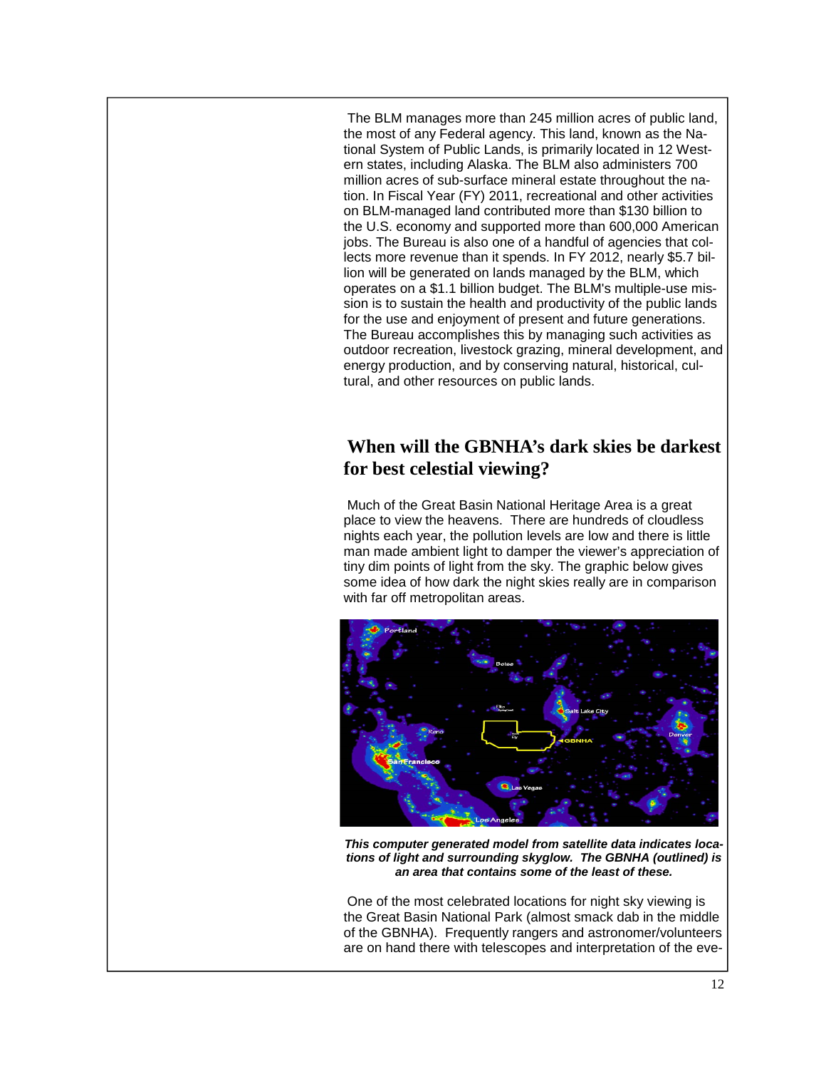The BLM manages more than 245 million acres of public land, the most of any Federal agency. This land, known as the National System of Public Lands, is primarily located in 12 Western states, including Alaska. The BLM also administers 700 million acres of sub-surface mineral estate throughout the nation. In Fiscal Year (FY) 2011, recreational and other activities on BLM-managed land contributed more than $130 billion to the U.S. economy and supported more than 600,000 American jobs. The Bureau is also one of a handful of agencies that collects more revenue than it spends. In FY 2012, nearly $5.7 billion will be generated on lands managed by the BLM, which operates on a $1.1 billion budget. The BLM's multiple-use mission is to sustain the health and productivity of the public lands for the use and enjoyment of present and future generations. The Bureau accomplishes this by managing such activities as outdoor recreation, livestock grazing, mineral development, and energy production, and by conserving natural, historical, cultural, and other resources on public lands.

## When will the GBNHA's dark skies be darkest for best celestial viewing?

Much of the Great Basin National Heritage Area is a great place to view the heavens. There are hundreds of cloudless nights each year, the pollution levels are low and there is little man made ambient light to damper the viewer's appreciation of tiny dim points of light from the sky. The graphic below gives some idea of how dark the night skies really are in comparison with far off metropolitan areas.

***This computer generated model from satellite data indicates locations of light and surrounding skyglow. The GBNHA (outlined) is an area that contains some of the least of these.***

One of the most celebrated locations for night sky viewing is the Great Basin National Park (almost smack dab in the middle of the GBNHA). Frequently rangers and astronomer/volunteers are on hand there with telescopes and interpretation of the eve-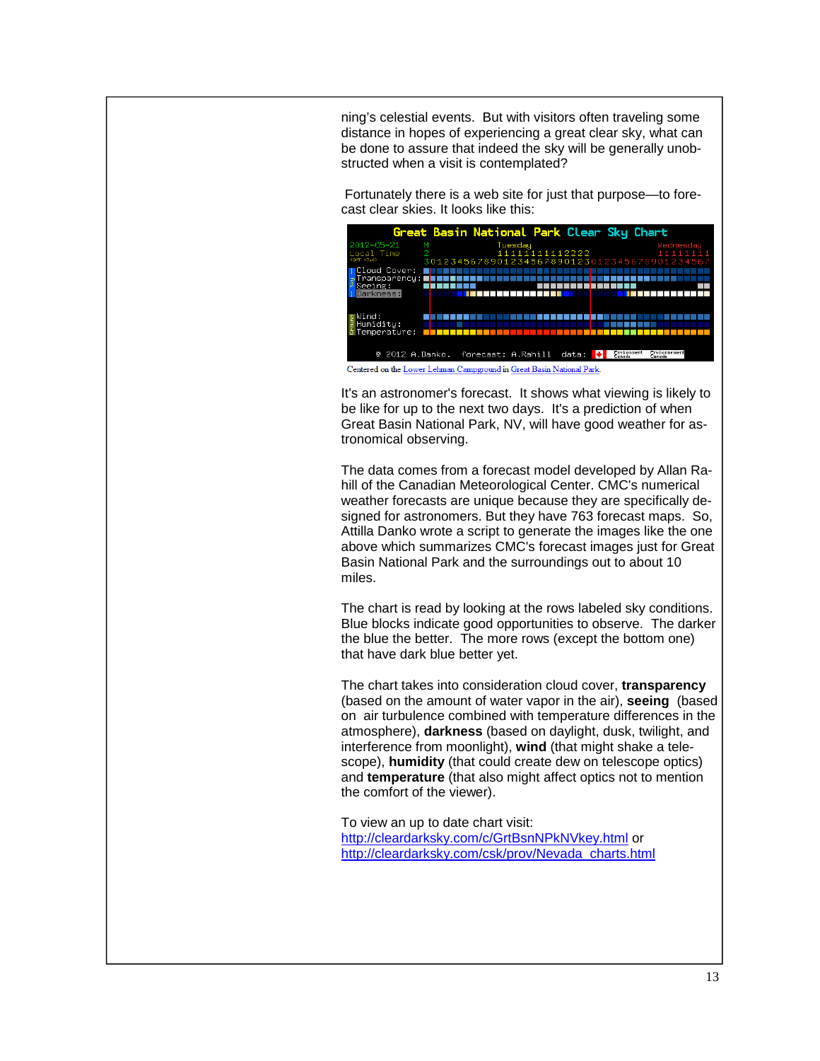ning's celestial events. But with visitors often traveling some distance in hopes of experiencing a great clear sky, what can be done to assure that indeed the sky will be generally unobstructed when a visit is contemplated?

Fortunately there is a web site for just that purpose—to forecast clear skies. It looks like this:

Centered on the Lower Lehman Campground in Great Basin National Park.

It's an astronomer's forecast. It shows what viewing is likely to be like for up to the next two days. It's a prediction of when Great Basin National Park, NV, will have good weather for astronomical observing.

The data comes from a forecast model developed by Allan Rahill of the Canadian Meteorological Center. CMC's numerical weather forecasts are unique because they are specifically designed for astronomers. But they have 763 forecast maps. So, Attilla Danko wrote a script to generate the images like the one above which summarizes CMC's forecast images just for Great Basin National Park and the surroundings out to about 10 miles.

The chart is read by looking at the rows labeled sky conditions. Blue blocks indicate good opportunities to observe. The darker the blue the better. The more rows (except the bottom one) that have dark blue better yet.

The chart takes into consideration cloud cover, **transparency** (based on the amount of water vapor in the air), **seeing** (based on air turbulence combined with temperature differences in the atmosphere), **darkness** (based on daylight, dusk, twilight, and interference from moonlight), **wind** (that might shake a telescope), **humidity** (that could create dew on telescope optics) and **temperature** (that also might affect optics not to mention the comfort of the viewer).

To view an up to date chart visit:
http://cleardarksky.com/c/GrtBsnNPkNVkey.html or
http://cleardarksky.com/csk/prov/Nevada_charts.html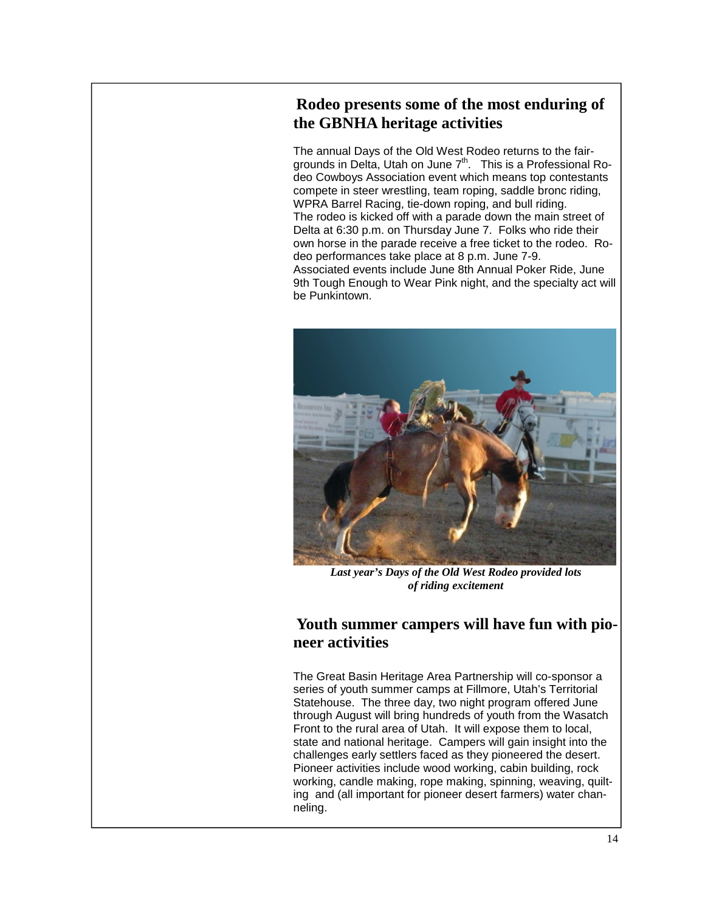## Rodeo presents some of the most enduring of the GBNHA heritage activities

The annual Days of the Old West Rodeo returns to the fairgrounds in Delta, Utah on June 7th. This is a Professional Rodeo Cowboys Association event which means top contestants compete in steer wrestling, team roping, saddle bronc riding, WPRA Barrel Racing, tie-down roping, and bull riding. The rodeo is kicked off with a parade down the main street of Delta at 6:30 p.m. on Thursday June 7. Folks who ride their own horse in the parade receive a free ticket to the rodeo. Rodeo performances take place at 8 p.m. June 7-9. Associated events include June 8th Annual Poker Ride, June 9th Tough Enough to Wear Pink night, and the specialty act will be Punkintown.

***Last year's Days of the Old West Rodeo provided lots of riding excitement***

## Youth summer campers will have fun with pioneer activities

The Great Basin Heritage Area Partnership will co-sponsor a series of youth summer camps at Fillmore, Utah's Territorial Statehouse. The three day, two night program offered June through August will bring hundreds of youth from the Wasatch Front to the rural area of Utah. It will expose them to local, state and national heritage. Campers will gain insight into the challenges early settlers faced as they pioneered the desert. Pioneer activities include wood working, cabin building, rock working, candle making, rope making, spinning, weaving, quilting and (all important for pioneer desert farmers) water channeling.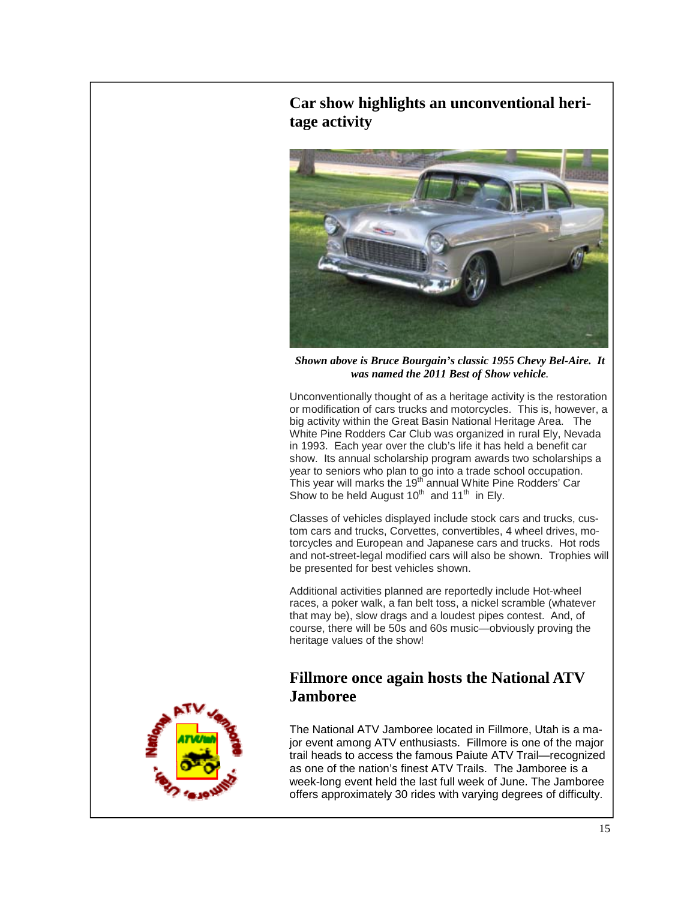## Car show highlights an unconventional heritage activity

***Shown above is Bruce Bourgain's classic 1955 Chevy Bel-Aire. It was named the 2011 Best of Show vehicle.***

Unconventionally thought of as a heritage activity is the restoration or modification of cars trucks and motorcycles. This is, however, a big activity within the Great Basin National Heritage Area. The White Pine Rodders Car Club was organized in rural Ely, Nevada in 1993. Each year over the club's life it has held a benefit car show. Its annual scholarship program awards two scholarships a year to seniors who plan to go into a trade school occupation. This year will marks the 19th annual White Pine Rodders' Car Show to be held August 10th and 11th in Ely.

Classes of vehicles displayed include stock cars and trucks, custom cars and trucks, Corvettes, convertibles, 4 wheel drives, motorcycles and European and Japanese cars and trucks. Hot rods and not-street-legal modified cars will also be shown. Trophies will be presented for best vehicles shown.

Additional activities planned are reportedly include Hot-wheel races, a poker walk, a fan belt toss, a nickel scramble (whatever that may be), slow drags and a loudest pipes contest. And, of course, there will be 50s and 60s music—obviously proving the heritage values of the show!

## Fillmore once again hosts the National ATV Jamboree

The National ATV Jamboree located in Fillmore, Utah is a major event among ATV enthusiasts. Fillmore is one of the major trail heads to access the famous Paiute ATV Trail—recognized as one of the nation's finest ATV Trails. The Jamboree is a week-long event held the last full week of June. The Jamboree offers approximately 30 rides with varying degrees of difficulty.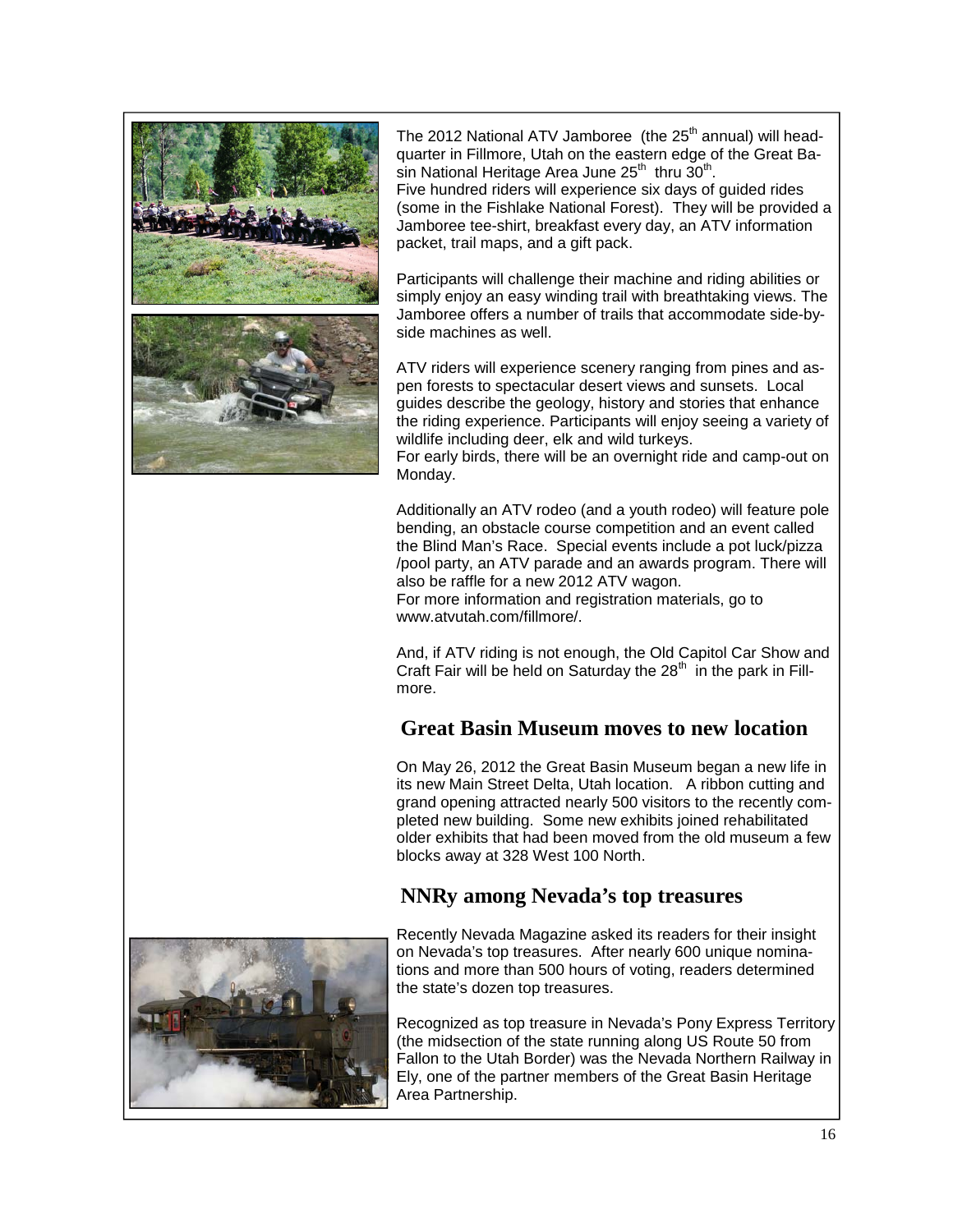The 2012 National ATV Jamboree (the 25th annual) will headquarter in Fillmore, Utah on the eastern edge of the Great Basin National Heritage Area June 25th thru 30th.
Five hundred riders will experience six days of guided rides (some in the Fishlake National Forest). They will be provided a Jamboree tee-shirt, breakfast every day, an ATV information packet, trail maps, and a gift pack.

Participants will challenge their machine and riding abilities or simply enjoy an easy winding trail with breathtaking views. The Jamboree offers a number of trails that accommodate side-by-side machines as well.

ATV riders will experience scenery ranging from pines and aspen forests to spectacular desert views and sunsets. Local guides describe the geology, history and stories that enhance the riding experience. Participants will enjoy seeing a variety of wildlife including deer, elk and wild turkeys.
For early birds, there will be an overnight ride and camp-out on Monday.

Additionally an ATV rodeo (and a youth rodeo) will feature pole bending, an obstacle course competition and an event called the Blind Man's Race. Special events include a pot luck/pizza /pool party, an ATV parade and an awards program. There will also be raffle for a new 2012 ATV wagon.
For more information and registration materials, go to www.atvutah.com/fillmore/.

And, if ATV riding is not enough, the Old Capitol Car Show and Craft Fair will be held on Saturday the 28th in the park in Fillmore.

## Great Basin Museum moves to new location

On May 26, 2012 the Great Basin Museum began a new life in its new Main Street Delta, Utah location. A ribbon cutting and grand opening attracted nearly 500 visitors to the recently completed new building. Some new exhibits joined rehabilitated older exhibits that had been moved from the old museum a few blocks away at 328 West 100 North.

## NNRy among Nevada's top treasures

Recently Nevada Magazine asked its readers for their insight on Nevada's top treasures. After nearly 600 unique nominations and more than 500 hours of voting, readers determined the state's dozen top treasures.

Recognized as top treasure in Nevada's Pony Express Territory (the midsection of the state running along US Route 50 from Fallon to the Utah Border) was the Nevada Northern Railway in Ely, one of the partner members of the Great Basin Heritage Area Partnership.